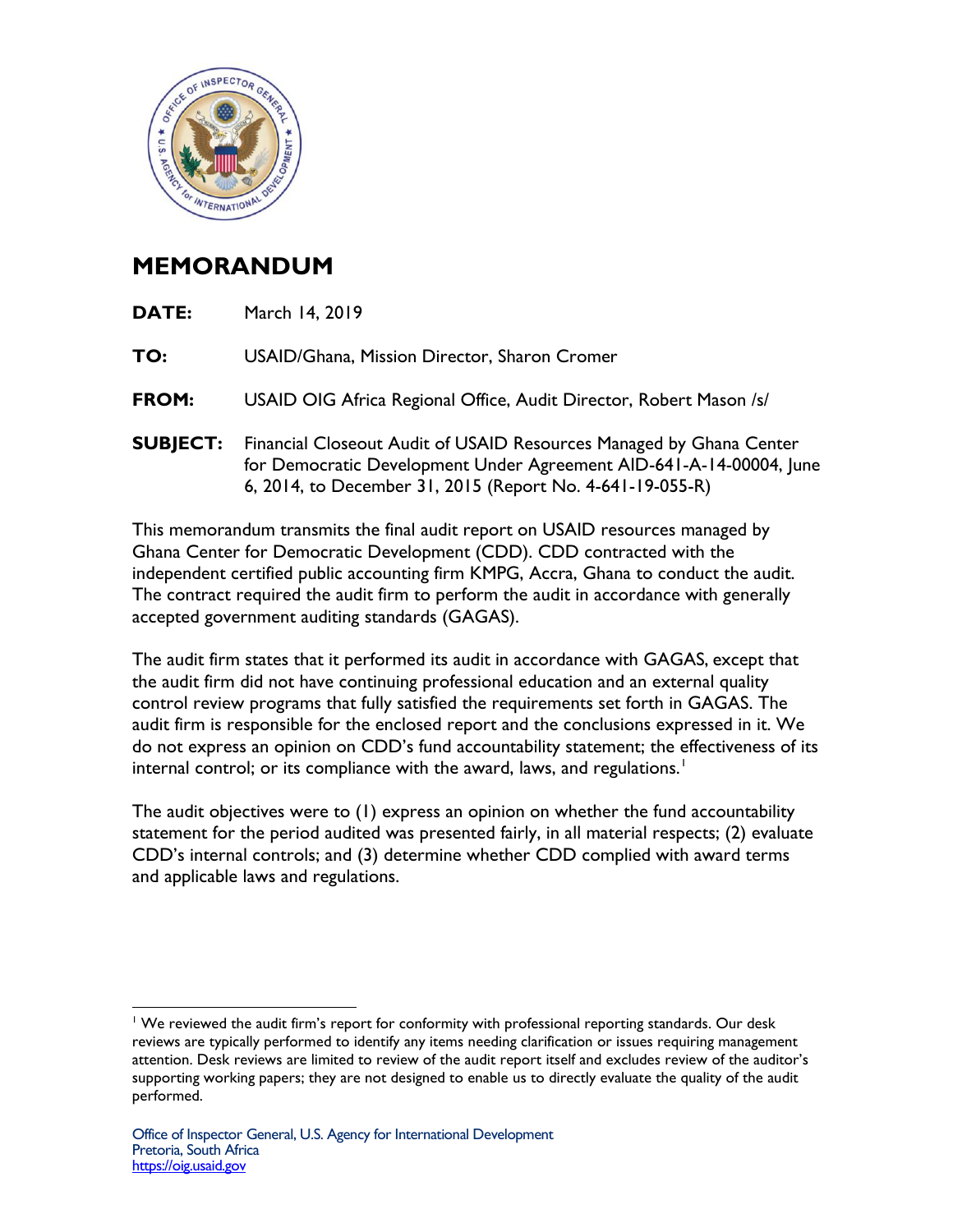# MEMORANDUM

**DATE:** March 14, 2019

**TO:** USAID/Ghana, Mission Director, Sharon Cromer

**FROM:** USAID OIG Africa Regional Office, Audit Director, Robert Mason /s/

**SUBJECT:** Financial Closeout Audit of USAID Resources Managed by Ghana Center for Democratic Development Under Agreement AID-641-A-14-00004, June 6, 2014, to December 31, 2015 (Report No. 4-641-19-055-R)

This memorandum transmits the final audit report on USAID resources managed by Ghana Center for Democratic Development (CDD). CDD contracted with the independent certified public accounting firm KPMG, Accra, Ghana to conduct the audit. The contract required the audit firm to perform the audit in accordance with generally accepted government auditing standards (GAGAS).

The audit firm states that it performed its audit in accordance with GAGAS, except that the audit firm did not have continuing professional education and an external quality control review programs that fully satisfied the requirements set forth in GAGAS. The audit firm is responsible for the enclosed report and the conclusions expressed in it. We do not express an opinion on CDD's fund accountability statement; the effectiveness of its internal control; or its compliance with the award, laws, and regulations.[1]

The audit objectives were to (1) express an opinion on whether the fund accountability statement for the period audited was presented fairly, in all material respects; (2) evaluate CDD's internal controls; and (3) determine whether CDD complied with award terms and applicable laws and regulations.

---

[1] We reviewed the audit firm's report for conformity with professional reporting standards. Our desk reviews are typically performed to identify any items needing clarification or issues requiring management attention. Desk reviews are limited to review of the audit report itself and excludes review of the auditor's supporting working papers; they are not designed to enable us to directly evaluate the quality of the audit performed.

Office of Inspector General, U.S. Agency for International Development
Pretoria, South Africa
https://oig.usaid.gov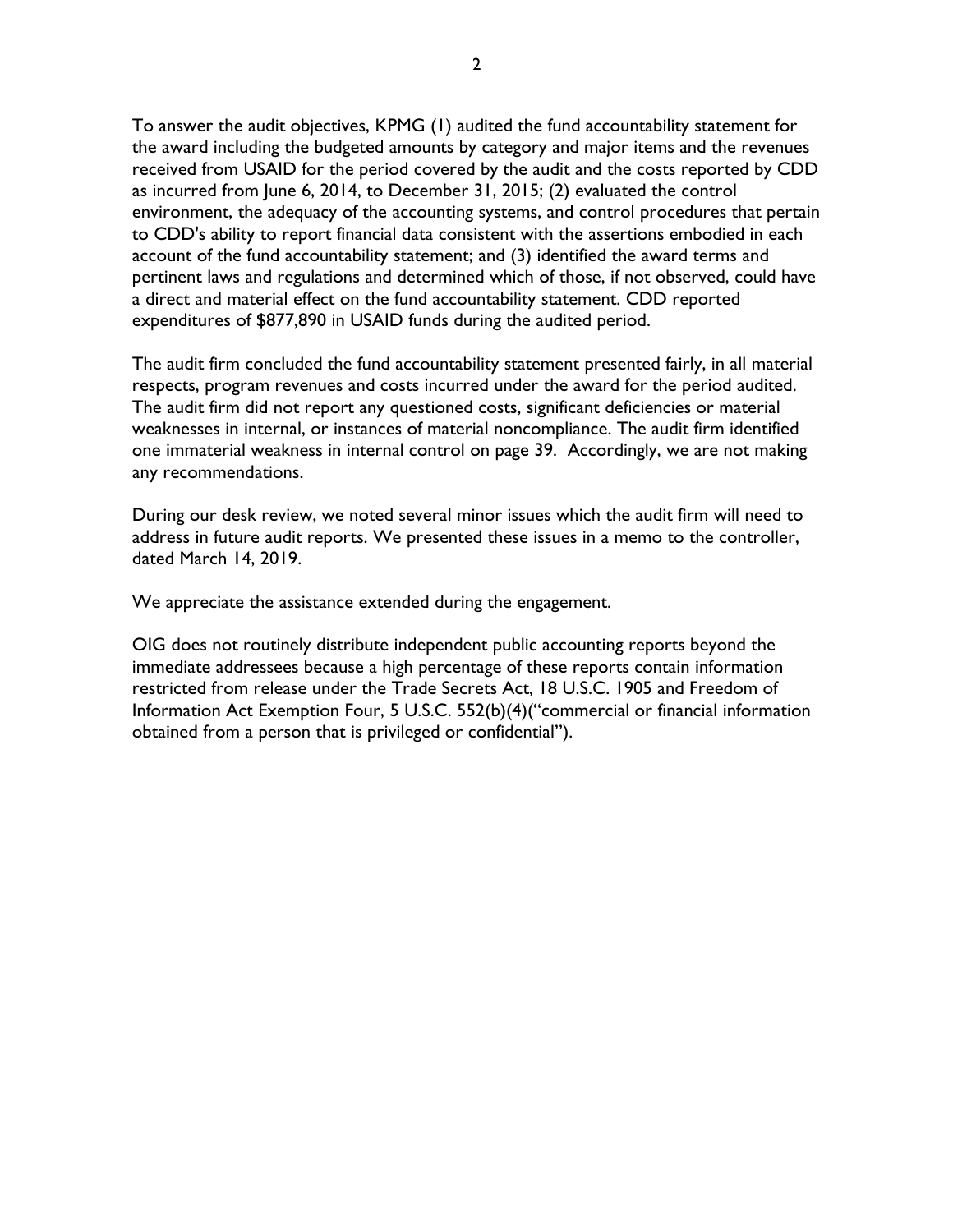To answer the audit objectives, KPMG (1) audited the fund accountability statement for the award including the budgeted amounts by category and major items and the revenues received from USAID for the period covered by the audit and the costs reported by CDD as incurred from June 6, 2014, to December 31, 2015; (2) evaluated the control environment, the adequacy of the accounting systems, and control procedures that pertain to CDD's ability to report financial data consistent with the assertions embodied in each account of the fund accountability statement; and (3) identified the award terms and pertinent laws and regulations and determined which of those, if not observed, could have a direct and material effect on the fund accountability statement. CDD reported expenditures of $877,890 in USAID funds during the audited period.

The audit firm concluded the fund accountability statement presented fairly, in all material respects, program revenues and costs incurred under the award for the period audited. The audit firm did not report any questioned costs, significant deficiencies or material weaknesses in internal, or instances of material noncompliance. The audit firm identified one immaterial weakness in internal control on page 39. Accordingly, we are not making any recommendations.

During our desk review, we noted several minor issues which the audit firm will need to address in future audit reports. We presented these issues in a memo to the controller, dated March 14, 2019.

We appreciate the assistance extended during the engagement.

OIG does not routinely distribute independent public accounting reports beyond the immediate addressees because a high percentage of these reports contain information restricted from release under the Trade Secrets Act, 18 U.S.C. 1905 and Freedom of Information Act Exemption Four, 5 U.S.C. 552(b)(4)("commercial or financial information obtained from a person that is privileged or confidential").